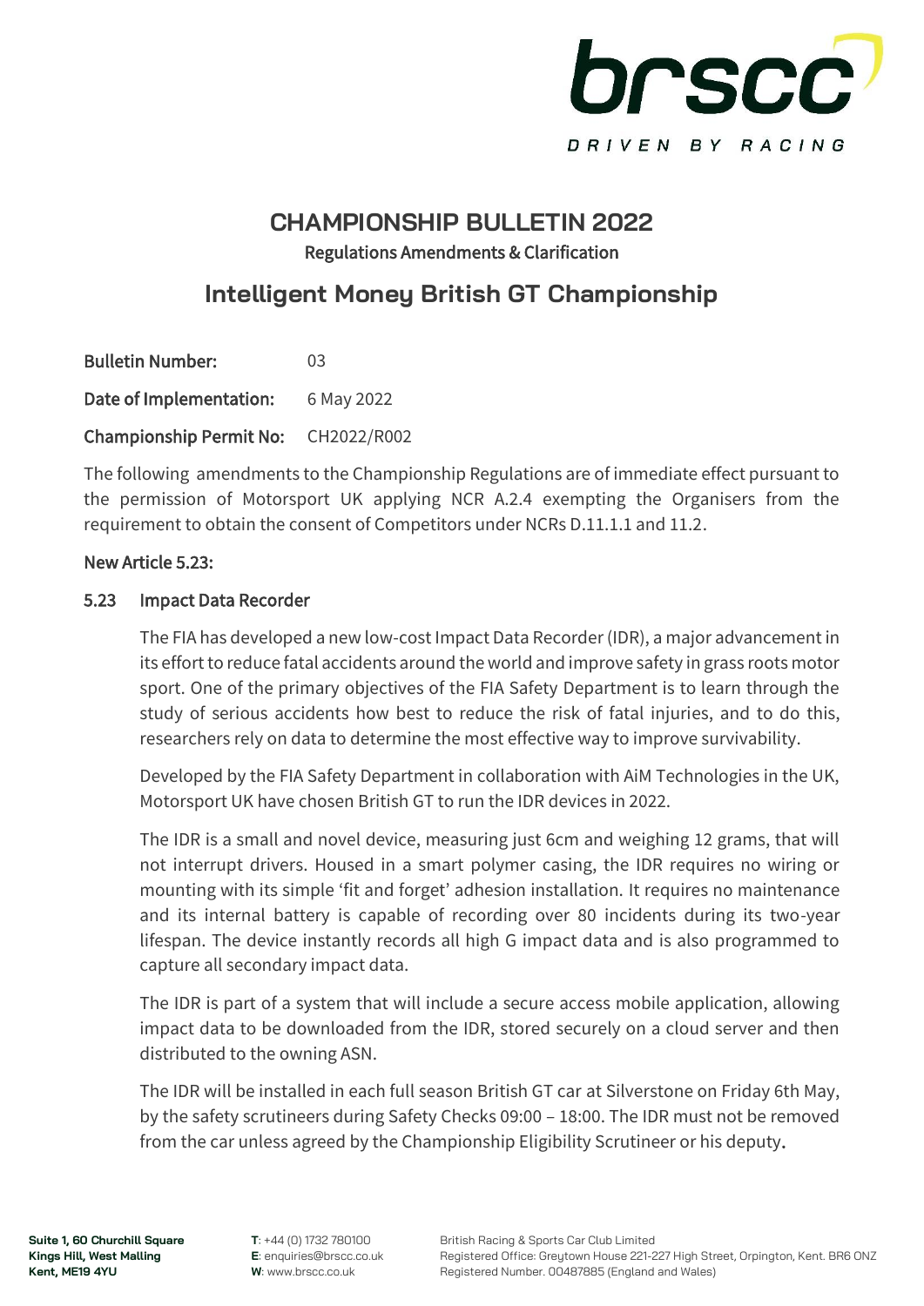brscc

DRIVEN BY RACING

# CHAMPIONSHIP BULLETIN 2022

**Regulations Amendments & Clarification**

## Intelligent Money British GT Championship

**Bulletin Number:** 03

**Date of Implementation:** 6 May 2022

**Championship Permit No:** CH2022/R002

The following amendments to the Championship Regulations are of immediate effect pursuant to the permission of Motorsport UK applying NCR A.2.4 exempting the Organisers from the requirement to obtain the consent of Competitors under NCRs D.11.1.1 and 11.2.

### New Article 5.23:

### 5.23 Impact Data Recorder

The FIA has developed a new low-cost Impact Data Recorder (IDR), a major advancement in its effort to reduce fatal accidents around the world and improve safety in grass roots motor sport. One of the primary objectives of the FIA Safety Department is to learn through the study of serious accidents how best to reduce the risk of fatal injuries, and to do this, researchers rely on data to determine the most effective way to improve survivability.

Developed by the FIA Safety Department in collaboration with AiM Technologies in the UK, Motorsport UK have chosen British GT to run the IDR devices in 2022.

The IDR is a small and novel device, measuring just 6cm and weighing 12 grams, that will not interrupt drivers. Housed in a smart polymer casing, the IDR requires no wiring or mounting with its simple 'fit and forget' adhesion installation. It requires no maintenance and its internal battery is capable of recording over 80 incidents during its two-year lifespan. The device instantly records all high G impact data and is also programmed to capture all secondary impact data.

The IDR is part of a system that will include a secure access mobile application, allowing impact data to be downloaded from the IDR, stored securely on a cloud server and then distributed to the owning ASN.

The IDR will be installed in each full season British GT car at Silverstone on Friday 6th May, by the safety scrutineers during Safety Checks 09:00 – 18:00. The IDR must not be removed from the car unless agreed by the Championship Eligibility Scrutineer or his deputy.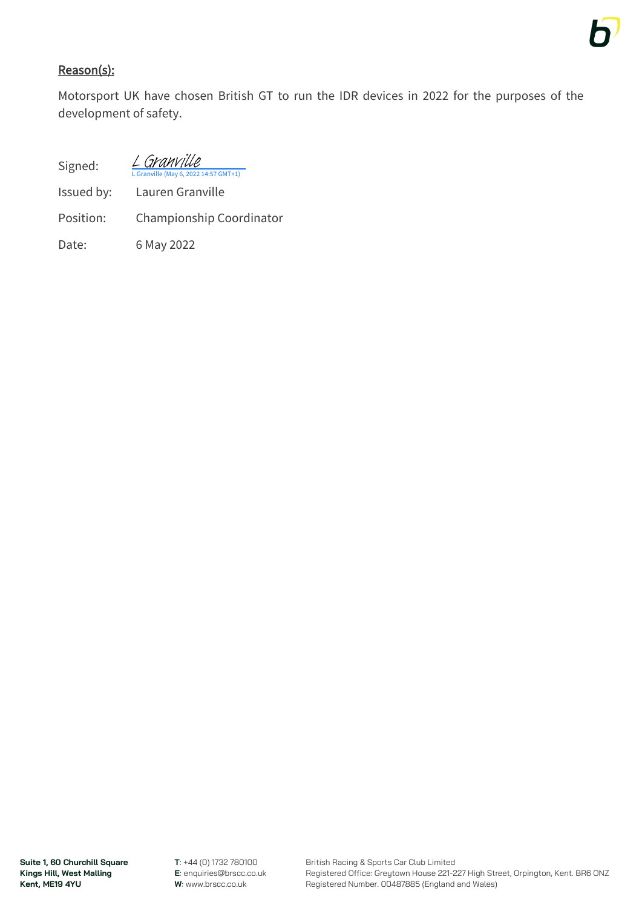## Reason(s):

Motorsport UK have chosen British GT to run the IDR devices in 2022 for the purposes of the development of safety.

Signed: *L Granville*
L Granville (May 6, 2022 14:57 GMT+1)

Issued by: Lauren Granville

Position: Championship Coordinator

Date: 6 May 2022

**Suite 1, 60 Churchill Square**
**Kings Hill, West Malling**
**Kent, ME19 4YU**

**T**: +44 (0) 1732 780100
**E**: enquiries@brscc.co.uk
**W**: www.brscc.co.uk

British Racing & Sports Car Club Limited
Registered Office: Greytown House 221-227 High Street, Orpington, Kent. BR6 0NZ
Registered Number. 00487885 (England and Wales)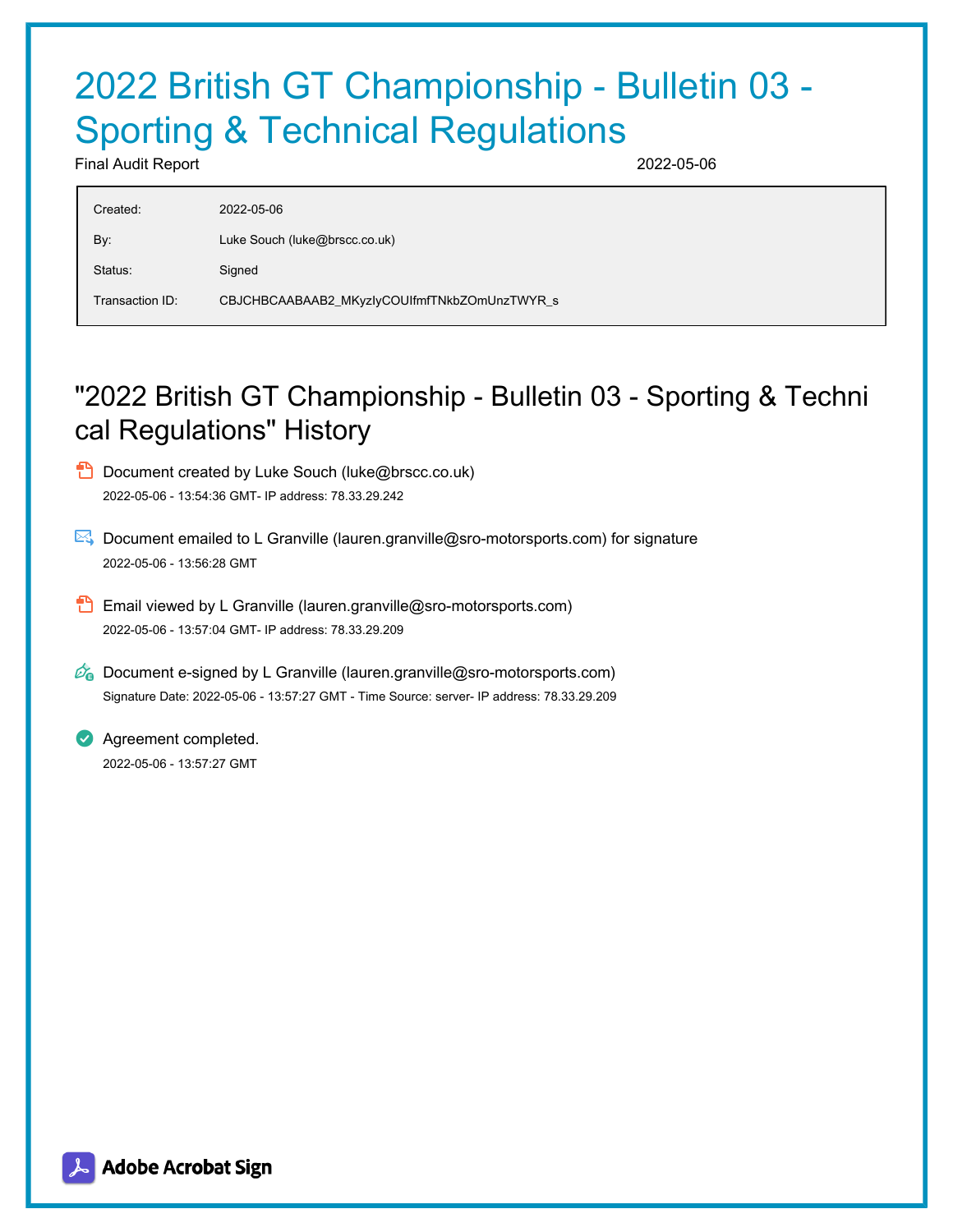# 2022 British GT Championship - Bulletin 03 - Sporting & Technical Regulations

Final Audit Report 2022-05-06

| | |
|---|---|
| Created: | 2022-05-06 |
| By: | Luke Souch (luke@brscc.co.uk) |
| Status: | Signed |
| Transaction ID: | CBJCHBCAABAAB2_MKyzIyCOUIfmfTNkbZOmUnzTWYR_s |

## "2022 British GT Championship - Bulletin 03 - Sporting & Technical Regulations" History

- Document created by Luke Souch (luke@brscc.co.uk)
  2022-05-06 - 13:54:36 GMT- IP address: 78.33.29.242

- Document emailed to L Granville (lauren.granville@sro-motorsports.com) for signature
  2022-05-06 - 13:56:28 GMT

- Email viewed by L Granville (lauren.granville@sro-motorsports.com)
  2022-05-06 - 13:57:04 GMT- IP address: 78.33.29.209

- Document e-signed by L Granville (lauren.granville@sro-motorsports.com)
  Signature Date: 2022-05-06 - 13:57:27 GMT - Time Source: server- IP address: 78.33.29.209

- Agreement completed.
  2022-05-06 - 13:57:27 GMT

Adobe Acrobat Sign